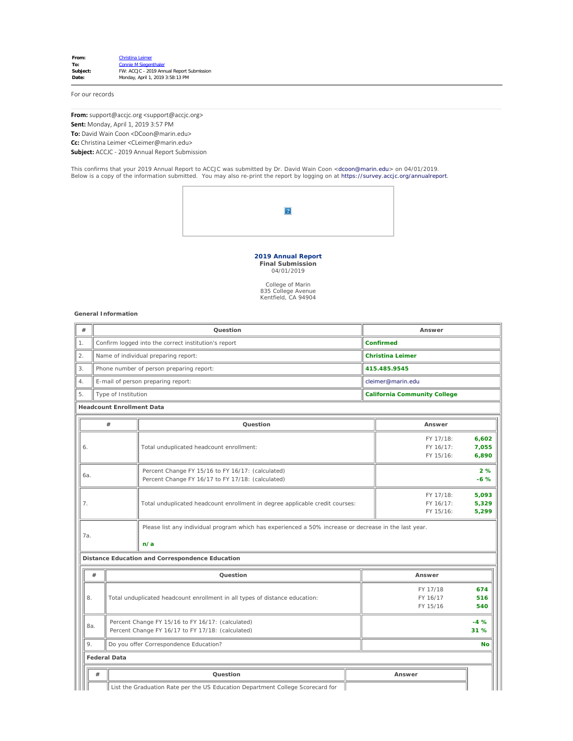| | |
|---|---|
| **From:** | Christina Leimer |
| **To:** | Connie M Siegenthaler |
| **Subject:** | FW: ACCJC - 2019 Annual Report Submission |
| **Date:** | Monday, April 1, 2019 3:58:13 PM |

For our records

**From:** support@accjc.org <support@accjc.org>
**Sent:** Monday, April 1, 2019 3:57 PM
**To:** David Wain Coon <DCoon@marin.edu>
**Cc:** Christina Leimer <CLeimer@marin.edu>
**Subject:** ACCJC - 2019 Annual Report Submission

This confirms that your 2019 Annual Report to ACCJC was submitted by Dr. David Wain Coon <dcoon@marin.edu> on 04/01/2019.
Below is a copy of the information submitted. You may also re-print the report by logging on at https://survey.accjc.org/annualreport.

**2019 Annual Report**
**Final Submission**
04/01/2019

College of Marin
835 College Avenue
Kentfield, CA 94904

**General Information**

| # | Question | Answer |
|---|---|---|
| 1. | Confirm logged into the correct institution's report | **Confirmed** |
| 2. | Name of individual preparing report: | **Christina Leimer** |
| 3. | Phone number of person preparing report: | **415.485.9545** |
| 4. | E-mail of person preparing report: | cleimer@marin.edu |
| 5. | Type of Institution | **California Community College** |

**Headcount Enrollment Data**

| # | Question | Answer |
|---|---|---|
| 6. | Total unduplicated headcount enrollment: | FY 17/18: **6,602**<br>FY 16/17: **7,055**<br>FY 15/16: **6,890** |
| 6a. | Percent Change FY 15/16 to FY 16/17: (calculated)<br>Percent Change FY 16/17 to FY 17/18: (calculated) | **2 %**<br>**-6 %** |
| 7. | Total unduplicated headcount enrollment in degree applicable credit courses: | FY 17/18: **5,093**<br>FY 16/17: **5,329**<br>FY 15/16: **5,299** |
| 7a. | Please list any individual program which has experienced a 50% increase or decrease in the last year.<br>**n/a** | |

**Distance Education and Correspondence Education**

| # | Question | Answer |
|---|---|---|
| 8. | Total unduplicated headcount enrollment in all types of distance education: | FY 17/18 **674**<br>FY 16/17 **516**<br>FY 15/16 **540** |
| 8a. | Percent Change FY 15/16 to FY 16/17: (calculated)<br>Percent Change FY 16/17 to FY 17/18: (calculated) | **-4 %**<br>**31 %** |
| 9. | Do you offer Correspondence Education? | **No** |

**Federal Data**

| # | Question | Answer |
|---|---|---|
| | List the Graduation Rate per the US Education Department College Scorecard for | |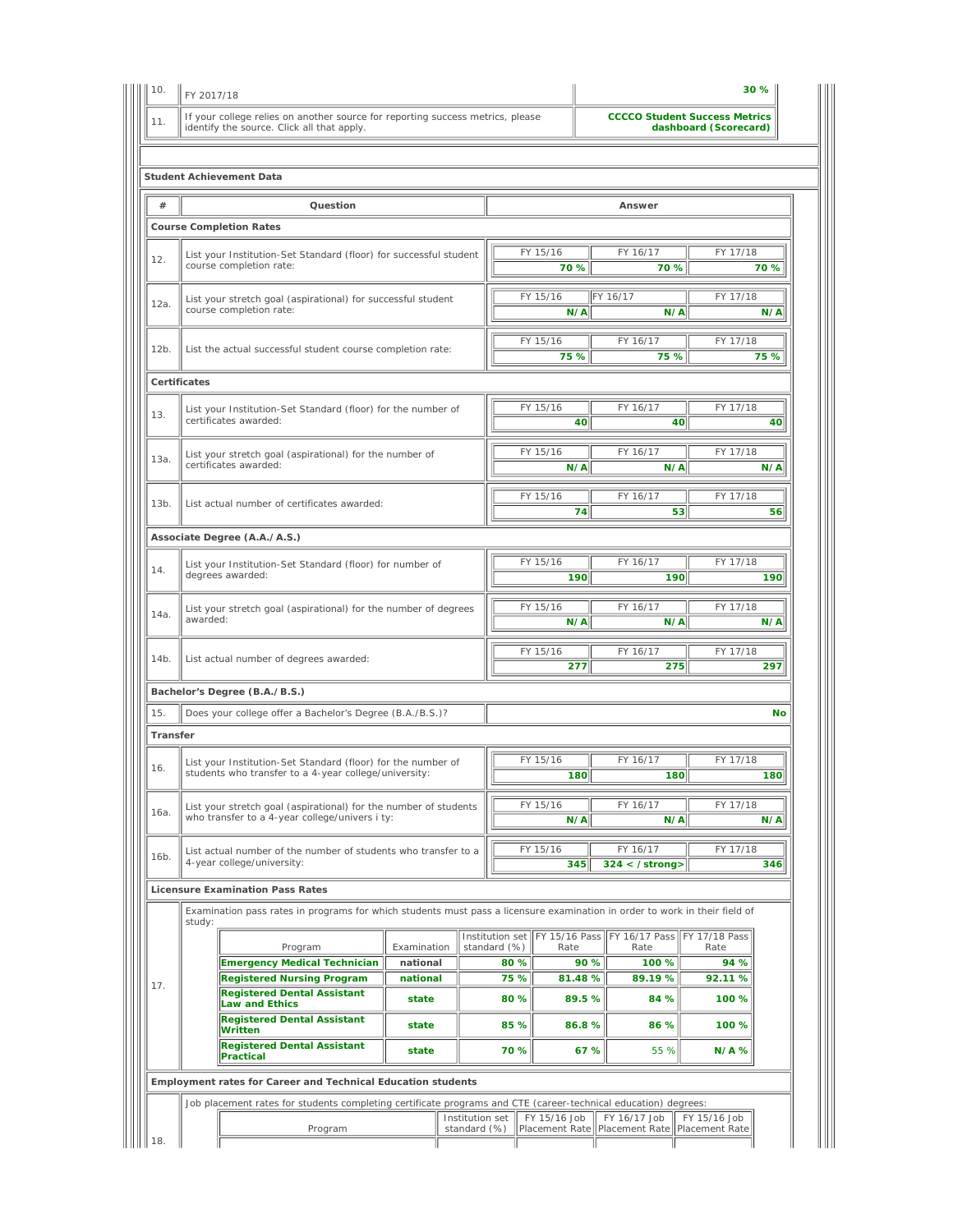| | | |
|---|---|---|
| 10. | FY 2017/18 | 30 % |
| 11. | If your college relies on another source for reporting success metrics, please identify the source. Click all that apply. | **CCCCO Student Success Metrics dashboard (Scorecard)** |

**Student Achievement Data**

| # | Question | Answer | | |
|---|---|---|---|---|
| **Course Completion Rates** | | | | |
| | | FY 15/16 | FY 16/17 | FY 17/18 |
| 12. | List your Institution-Set Standard (floor) for successful student course completion rate: | 70 % | 70 % | 70 % |
| 12a. | List your stretch goal (aspirational) for successful student course completion rate: | N/A | N/A | N/A |
| 12b. | List the actual successful student course completion rate: | 75 % | 75 % | 75 % |
| **Certificates** | | | | |
| 13. | List your Institution-Set Standard (floor) for the number of certificates awarded: | 40 | 40 | 40 |
| 13a. | List your stretch goal (aspirational) for the number of certificates awarded: | N/A | N/A | N/A |
| 13b. | List actual number of certificates awarded: | 74 | 53 | 56 |
| **Associate Degree (A.A./A.S.)** | | | | |
| 14. | List your Institution-Set Standard (floor) for number of degrees awarded: | 190 | 190 | 190 |
| 14a. | List your stretch goal (aspirational) for the number of degrees awarded: | N/A | N/A | N/A |
| 14b. | List actual number of degrees awarded: | 277 | 275 | 297 |
| **Bachelor's Degree (B.A./B.S.)** | | | | |
| 15. | Does your college offer a Bachelor's Degree (B.A./B.S.)? | | | No |
| **Transfer** | | | | |
| 16. | List your Institution-Set Standard (floor) for the number of students who transfer to a 4-year college/university: | 180 | 180 | 180 |
| 16a. | List your stretch goal (aspirational) for the number of students who transfer to a 4-year college/univers i ty: | N/A | N/A | N/A |
| 16b. | List actual number of the number of students who transfer to a 4-year college/university: | 345 | 324 < / strong> | 346 |

**Licensure Examination Pass Rates**

17. Examination pass rates in programs for which students must pass a licensure examination in order to work in their field of study:

| Program | Examination | Institution set standard (%) | FY 15/16 Pass Rate | FY 16/17 Pass Rate | FY 17/18 Pass Rate |
|---|---|---|---|---|---|
| **Emergency Medical Technician** | national | 80 % | 90 % | 100 % | 94 % |
| **Registered Nursing Program** | national | 75 % | 81.48 % | 89.19 % | 92.11 % |
| **Registered Dental Assistant Law and Ethics** | state | 80 % | 89.5 % | 84 % | 100 % |
| **Registered Dental Assistant Written** | state | 85 % | 86.8 % | 86 % | 100 % |
| **Registered Dental Assistant Practical** | state | 70 % | 67 % | 55 % | N/A % |

**Employment rates for Career and Technical Education students**

18. Job placement rates for students completing certificate programs and CTE (career-technical education) degrees:

| Program | Institution set standard (%) | FY 15/16 Job Placement Rate | FY 16/17 Job Placement Rate | FY 15/16 Job Placement Rate |
|---|---|---|---|---|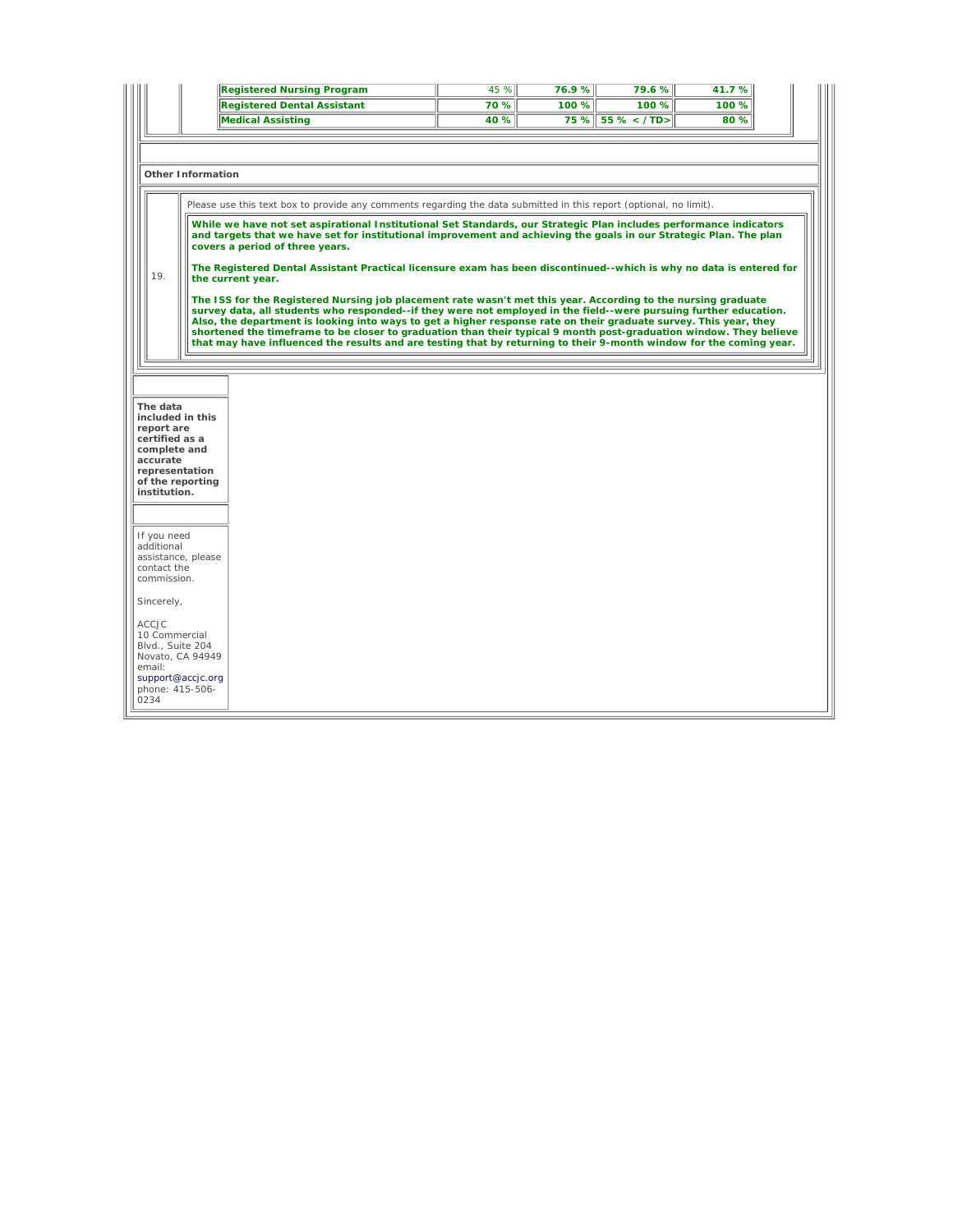| | | | | |
|---|---|---|---|---|
| **Registered Nursing Program** | 45 % | **76.9 %** | **79.6 %** | **41.7 %** |
| **Registered Dental Assistant** | **70 %** | **100 %** | **100 %** | **100 %** |
| **Medical Assisting** | **40 %** | **75 %** | **55 % < / TD>** | **80 %** |

**Other Information**

19. Please use this text box to provide any comments regarding the data submitted in this report (optional, no limit).

**While we have not set aspirational Institutional Set Standards, our Strategic Plan includes performance indicators and targets that we have set for institutional improvement and achieving the goals in our Strategic Plan. The plan covers a period of three years.**

**The Registered Dental Assistant Practical licensure exam has been discontinued--which is why no data is entered for the current year.**

**The ISS for the Registered Nursing job placement rate wasn't met this year. According to the nursing graduate survey data, all students who responded--if they were not employed in the field--were pursuing further education. Also, the department is looking into ways to get a higher response rate on their graduate survey. This year, they shortened the timeframe to be closer to graduation than their typical 9 month post-graduation window. They believe that may have influenced the results and are testing that by returning to their 9-month window for the coming year.**

**The data included in this report are certified as a complete and accurate representation of the reporting institution.**

If you need additional assistance, please contact the commission.

Sincerely,

ACCJC
10 Commercial Blvd., Suite 204
Novato, CA 94949
email: support@accjc.org
phone: 415-506-0234